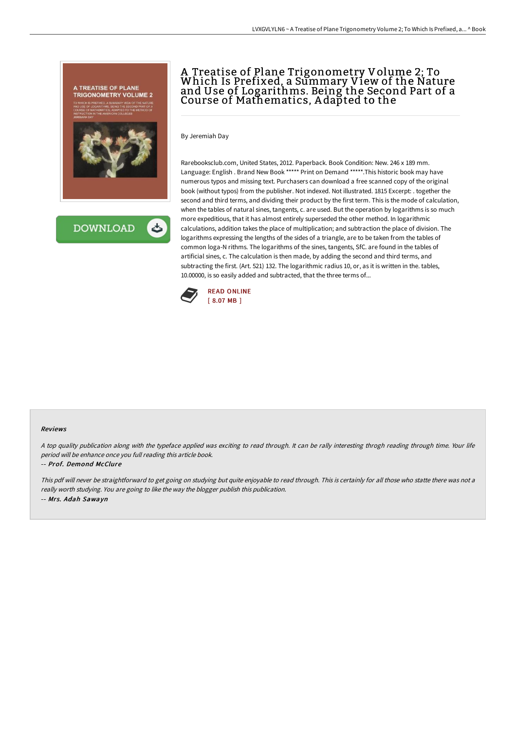# A Treatise of Plane Trigonometry Volume 2; To Which Is Prefixed, a Summary View of the Nature and Use of Logarithms. Being the Second Part of a Course of Mathematics, Adapted to the

By Jeremiah Day

Rarebooksclub.com, United States, 2012. Paperback. Book Condition: New. 246 x 189 mm. Language: English . Brand New Book ***** Print on Demand *****.This historic book may have numerous typos and missing text. Purchasers can download a free scanned copy of the original book (without typos) from the publisher. Not indexed. Not illustrated. 1815 Excerpt: . together the second and third terms, and dividing their product by the first term. This is the mode of calculation, when the tables of natural sines, tangents, c. are used. But the operation by logarithms is so much more expeditious, that it has almost entirely superseded the other method. In logarithmic calculations, addition takes the place of multiplication; and subtraction the place of division. The logarithms expressing the lengths of the sides of a triangle, are to be taken from the tables of common loga-N rithms. The logarithms of the sines, tangents, SfC. are found in the tables of artificial sines, c. The calculation is then made, by adding the second and third terms, and subtracting the first. (Art. 521) 132. The logarithmic radius 10, or, as it is written in the. tables, 10.00000, is so easily added and subtracted, that the three terms of...

READ ONLINE
[ 8.07 MB ]

### Reviews

*A top quality publication along with the typeface applied was exciting to read through. It can be rally interesting throgh reading through time. Your life period will be enhance once you full reading this article book.*

*-- Prof. Demond McClure*

*This pdf will never be straightforward to get going on studying but quite enjoyable to read through. This is certainly for all those who statte there was not a really worth studying. You are going to like the way the blogger publish this publication.*

*-- Mrs. Adah Sawayn*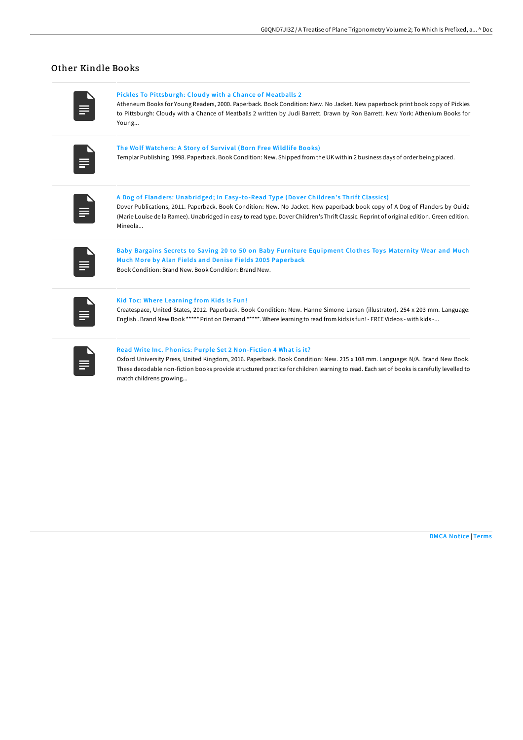## Other Kindle Books

### Pickles To Pittsburgh: Cloudy with a Chance of Meatballs 2

Atheneum Books for Young Readers, 2000. Paperback. Book Condition: New. No Jacket. New paperbook print book copy of Pickles to Pittsburgh: Cloudy with a Chance of Meatballs 2 written by Judi Barrett. Drawn by Ron Barrett. New York: Athenium Books for Young...

### The Wolf Watchers: A Story of Survival (Born Free Wildlife Books)

Templar Publishing, 1998. Paperback. Book Condition: New. Shipped from the UK within 2 business days of order being placed.

### A Dog of Flanders: Unabridged; In Easy-to-Read Type (Dover Children's Thrift Classics)

Dover Publications, 2011. Paperback. Book Condition: New. No Jacket. New paperback book copy of A Dog of Flanders by Ouida (Marie Louise de la Ramee). Unabridged in easy to read type. Dover Children's Thrift Classic. Reprint of original edition. Green edition. Mineola...

### Baby Bargains Secrets to Saving 20 to 50 on Baby Furniture Equipment Clothes Toys Maternity Wear and Much Much More by Alan Fields and Denise Fields 2005 Paperback

Book Condition: Brand New. Book Condition: Brand New.

### Kid Toc: Where Learning from Kids Is Fun!

Createspace, United States, 2012. Paperback. Book Condition: New. Hanne Simone Larsen (illustrator). 254 x 203 mm. Language: English . Brand New Book ***** Print on Demand *****. Where learning to read from kids is fun! - FREE Videos - with kids -...

### Read Write Inc. Phonics: Purple Set 2 Non-Fiction 4 What is it?

Oxford University Press, United Kingdom, 2016. Paperback. Book Condition: New. 215 x 108 mm. Language: N/A. Brand New Book. These decodable non-fiction books provide structured practice for children learning to read. Each set of books is carefully levelled to match childrens growing...

DMCA Notice | Terms